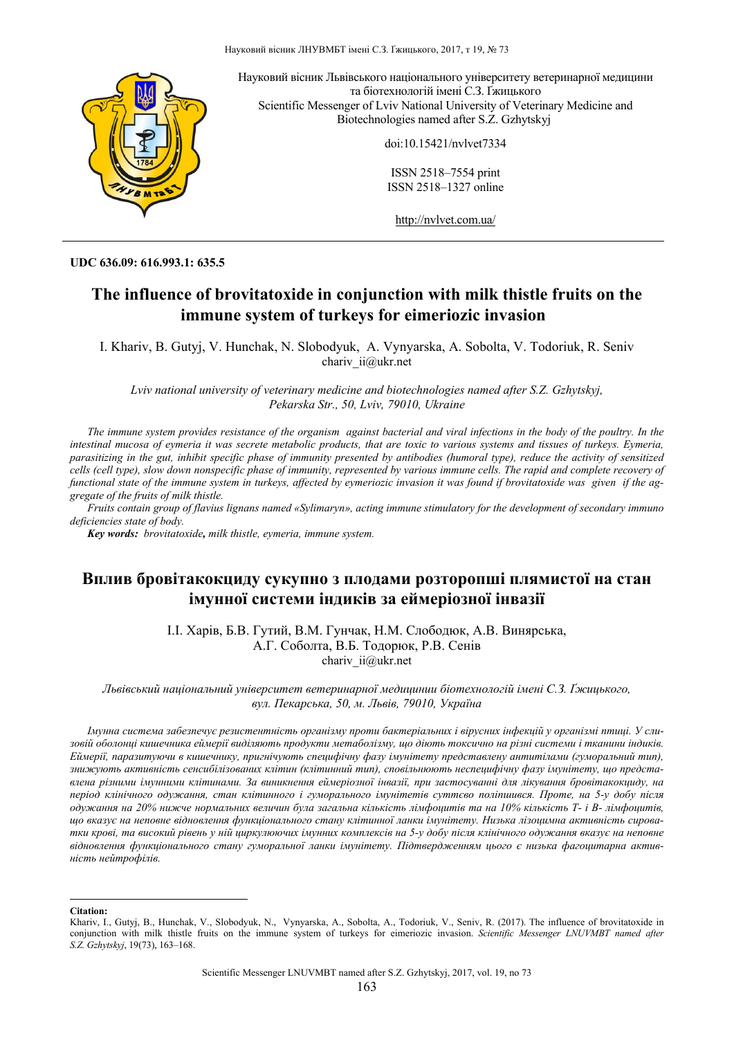Науковий вісник Львівського національного університету ветеринарної медицини та біотехнологій імені С.З. Ґжицького
Scientific Messenger of Lviv National University of Veterinary Medicine and Biotechnologies named after S.Z. Gzhytskyj

doi:10.15421/nvlvet7334

ISSN 2518–7554 print
ISSN 2518–1327 online

http://nvlvet.com.ua/

**UDC 636.09: 616.993.1: 635.5**

# The influence of brovitatoxide in conjunction with milk thistle fruits on the immune system of turkeys for eimeriozic invasion

I. Khariv, B. Gutyj, V. Hunchak, N. Slobodyuk, A. Vynyarska, A. Sobolta, V. Todoriuk, R. Seniv
chariv_ii@ukr.net

*Lviv national university of veterinary medicine and biotechnologies named after S.Z. Gzhytskyj, Pekarska Str., 50, Lviv, 79010, Ukraine*

*The immune system provides resistance of the organism against bacterial and viral infections in the body of the poultry. In the intestinal mucosa of eymeria it was secrete metabolic products, that are toxic to various systems and tissues of turkeys. Eymeria, parasitizing in the gut, inhibit specific phase of immunity presented by antibodies (humoral type), reduce the activity of sensitized cells (cell type), slow down nonspecific phase of immunity, represented by various immune cells. The rapid and complete recovery of functional state of the immune system in turkeys, affected by eymeriozic invasion it was found if brovitatoxide was given if the aggregate of the fruits of milk thistle.*

*Fruits contain group of flavius lignans named «Sylimaryn», acting immune stimulatory for the development of secondary immuno deficiencies state of body.*

***Key words:** brovitatoxide, milk thistle, eymeria, immune system.*

# Вплив бровітакокциду сукупно з плодами розторопші плямистої на стан імунної системи індиків за еймеріозної інвазії

І.І. Харів, Б.В. Гутий, В.М. Гунчак, Н.М. Слободюк, А.В. Винярська, А.Г. Соболта, В.Б. Тодорюк, Р.В. Сенів
chariv_ii@ukr.net

*Львівський національний університет ветеринарної медицини біотехнологій імені С.З. Ґжицького, вул. Пекарська, 50, м. Львів, 79010, Україна*

*Імунна система забезпечує резистентність організму проти бактеріальних і вірусних інфекцій у організмі птиці. У слизовій оболонці кишечника еймерії виділяють продукти метаболізму, що діють токсично на різні системи і тканини індиків. Еймерії, паразитуючи в кишечнику, пригнічують специфічну фазу імунітету представлену антитілами (гуморальний тип), знижують активність сенсибілізованих клітин (клітинний тип), сповільнюють неспецифічну фазу імунітету, що представлена різними імунними клітинами. За виникнення еймеріозної інвазії, при застосуванні для лікування бровітакокциду, на період клінічного одужання, стан клітинного і гуморального імунітету суттєво поліпшився. Проте, на 5-у добу після одужання на 20% нижче нормальних величин була загальна кількість лімфоцитів та на 10% кількість Т- і В- лімфоцитів, що вказує на неповне відновлення функціонального стану клітинної ланки імунітету. Низька лізоцимна активність сироватки крові, та високий рівень у ній циркулюючих імунних комплексів на 5-у добу після клінічного одужання вказує на неповне відновлення функціонального стану гуморальної ланки імунітету. Підтвердженням цього є низька фагоцитарна активність нейтрофілів.*

---

**Citation:**
Khariv, I., Gutyj, B., Hunchak, V., Slobodyuk, N., Vynyarska, A., Sobolta, A., Todoriuk, V., Seniv, R. (2017). The influence of brovitatoxide in conjunction with milk thistle fruits on the immune system of turkeys for eimeriozic invasion. *Scientific Messenger LNUVMBT named after S.Z. Gzhytskyj*, 19(73), 163–168.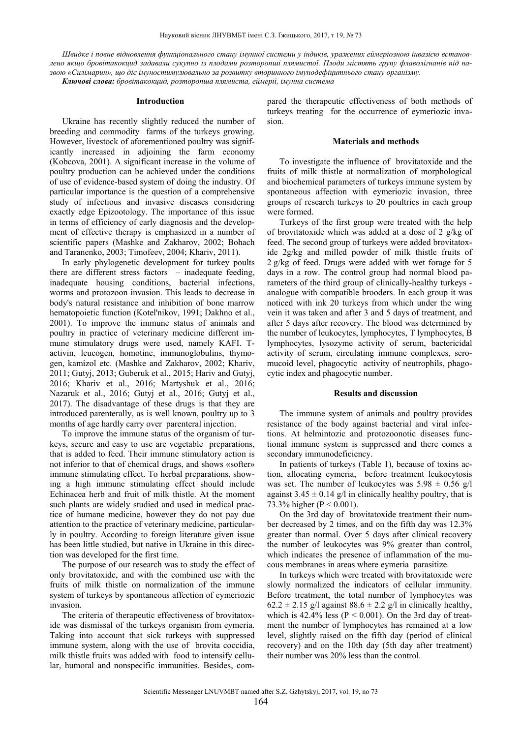*Швидке і повне відновлення функціонального стану імунної системи у індиків, уражених еймеріозною інвазією встановлено якщо бровітакокцид задавали сукупно із плодами розторопші плямистої. Плоди містять групу флаволігнанів під назвою «Силімарин», що діє імуностимулювально за розвитку вторинного імунодефіцитного стану організму.*

***Ключові слова:*** *бровітакокцид, розторопша плямиста, еймерії, імунна система*

## Introduction

Ukraine has recently slightly reduced the number of breeding and commodity farms of the turkeys growing. However, livestock of aforementioned poultry was significantly increased in adjoining the farm economy (Kobcova, 2001). A significant increase in the volume of poultry production can be achieved under the conditions of use of evidence-based system of doing the industry. Of particular importance is the question of a comprehensive study of infectious and invasive diseases considering exactly edge Epizootology. The importance of this issue in terms of efficiency of early diagnosis and the development of effective therapy is emphasized in a number of scientific papers (Mashke and Zakharov, 2002; Bohach and Taranenko, 2003; Timofeev, 2004; Khariv, 2011).

In early phylogenetic development for turkey poults there are different stress factors – inadequate feeding, inadequate housing conditions, bacterial infections, worms and protozoon invasion. This leads to decrease in body's natural resistance and inhibition of bone marrow hematopoietic function (Kotel'nikov, 1991; Dakhno et al., 2001). To improve the immune status of animals and poultry in practice of veterinary medicine different immune stimulatory drugs were used, namely KAFI. T-activin, leucogen, homotine, immunoglobulins, thymogen, kamizol etc. (Mashke and Zakharov, 2002; Khariv, 2011; Gutyj, 2013; Guberuk et al., 2015; Hariv and Gutyj, 2016; Khariv et al., 2016; Martyshuk et al., 2016; Nazaruk et al., 2016; Gutyj et al., 2016; Gutyj et al., 2017). The disadvantage of these drugs is that they are introduced parenterally, as is well known, poultry up to 3 months of age hardly carry over parenteral injection.

To improve the immune status of the organism of turkeys, secure and easy to use are vegetable preparations, that is added to feed. Their immune stimulatory action is not inferior to that of chemical drugs, and shows «softer» immune stimulating effect. To herbal preparations, showing a high immune stimulating effect should include Echinacea herb and fruit of milk thistle. At the moment such plants are widely studied and used in medical practice of humane medicine, however they do not pay due attention to the practice of veterinary medicine, particularly in poultry. According to foreign literature given issue has been little studied, but native in Ukraine in this direction was developed for the first time.

The purpose of our research was to study the effect of only brovitatoxide, and with the combined use with the fruits of milk thistle on normalization of the immune system of turkeys by spontaneous affection of eymeriozic invasion.

The criteria of therapeutic effectiveness of brovitatoxide was dismissal of the turkeys organism from eymeria. Taking into account that sick turkeys with suppressed immune system, along with the use of brovita coccidia, milk thistle fruits was added with food to intensify cellular, humoral and nonspecific immunities. Besides, compared the therapeutic effectiveness of both methods of turkeys treating for the occurrence of eymeriozic invasion.

## Materials and methods

To investigate the influence of brovitatoxide and the fruits of milk thistle at normalization of morphological and biochemical parameters of turkeys immune system by spontaneous affection with eymeriozic invasion, three groups of research turkeys to 20 poultries in each group were formed.

Turkeys of the first group were treated with the help of brovitatoxide which was added at a dose of 2 g/kg of feed. The second group of turkeys were added brovitatoxide 2g/kg and milled powder of milk thistle fruits of 2 g/kg of feed. Drugs were added with wet forage for 5 days in a row. The control group had normal blood parameters of the third group of clinically-healthy turkeys - analogue with compatible brooders. In each group it was noticed with ink 20 turkeys from which under the wing vein it was taken and after 3 and 5 days of treatment, and after 5 days after recovery. The blood was determined by the number of leukocytes, lymphocytes, T lymphocytes, B lymphocytes, lysozyme activity of serum, bactericidal activity of serum, circulating immune complexes, seromucoid level, phagocytic activity of neutrophils, phagocytic index and phagocytic number.

## Results and discussion

The immune system of animals and poultry provides resistance of the body against bacterial and viral infections. At helmintozic and protozoonotic diseases functional immune system is suppressed and there comes a secondary immunodeficiency.

In patients of turkeys (Table 1), because of toxins action, allocating eymeria, before treatment leukocytosis was set. The number of leukocytes was $5.98 \pm 0.56$ g/l against $3.45 \pm 0.14$ g/l in clinically healthy poultry, that is 73.3% higher ($P < 0.001$).

On the 3rd day of brovitatoxide treatment their number decreased by 2 times, and on the fifth day was 12.3% greater than normal. Over 5 days after clinical recovery the number of leukocytes was 9% greater than control, which indicates the presence of inflammation of the mucous membranes in areas where eymeria parasitize.

In turkeys which were treated with brovitatoxide were slowly normalized the indicators of cellular immunity. Before treatment, the total number of lymphocytes was $62.2 \pm 2.15$ g/l against $88.6 \pm 2.2$ g/l in clinically healthy, which is 42.4% less ($P < 0.001$). On the 3rd day of treatment the number of lymphocytes has remained at a low level, slightly raised on the fifth day (period of clinical recovery) and on the 10th day (5th day after treatment) their number was 20% less than the control.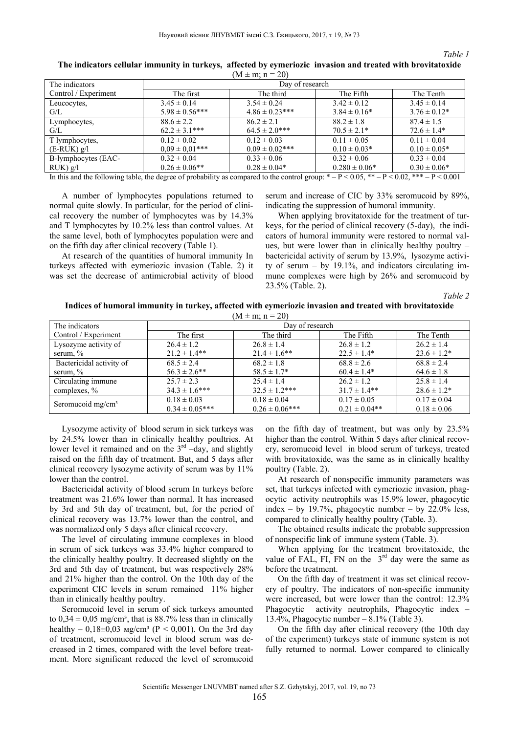*Table 1*

**The indicators cellular immunity in turkeys, affected by eymeriozic invasion and treated with brovitatoxide**

($M \pm m$; n = 20)

| The indicators Control / Experiment | Day of research | | | |
|---|---|---|---|---|
| | The first | The third | The Fifth | The Tenth |
| Leucocytes, G/L | 3.45 ± 0.14<br>5.98 ± 0.56*** | 3.54 ± 0.24<br>4.86 ± 0.23*** | 3.42 ± 0.12<br>3.84 ± 0.16* | 3.45 ± 0.14<br>3.76 ± 0.12* |
| Lymphocytes, G/L | 88.6 ± 2.2<br>62.2 ± 3.1*** | 86.2 ± 2.1<br>64.5 ± 2.0*** | 88.2 ± 1.8<br>70.5 ± 2.1* | 87.4 ± 1.5<br>72.6 ± 1.4* |
| T lymphocytes, (E-RUK) g/l | 0.12 ± 0.02<br>0,09 ± 0,01*** | 0.12 ± 0.03<br>0.09 ± 0.02*** | 0.11 ± 0.05<br>0.10 ± 0.03* | 0.11 ± 0.04<br>0.10 ± 0.05* |
| B-lymphocytes (EAC-RUK) g/l | 0.32 ± 0.04<br>0.26 ± 0.06** | 0.33 ± 0.06<br>0.28 ± 0.04* | 0.32 ± 0.06<br>0.280 ± 0.06* | 0.33 ± 0.04<br>0.30 ± 0.06* |

In this and the following table, the degree of probability as compared to the control group: * – $P < 0.05$, ** – $P < 0.02$, *** – $P < 0.001$

A number of lymphocytes populations returned to normal quite slowly. In particular, for the period of clinical recovery the number of lymphocytes was by 14.3% and T lymphocytes by 10.2% less than control values. At the same level, both of lymphocytes population were and on the fifth day after clinical recovery (Table 1).

At research of the quantities of humoral immunity In turkeys affected with eymeriozic invasion (Table. 2) it was set the decrease of antimicrobial activity of blood serum and increase of CIC by 33% seromucoid by 89%, indicating the suppression of humoral immunity.

When applying brovitatoxide for the treatment of turkeys, for the period of clinical recovery (5-day), the indicators of humoral immunity were restored to normal values, but were lower than in clinically healthy poultry – bactericidal activity of serum by 13.9%, lysozyme activity of serum – by 19.1%, and indicators circulating immune complexes were high by 26% and seromucoid by 23.5% (Table. 2).

*Table 2*

**Indices of humoral immunity in turkey, affected with eymeriozic invasion and treated with brovitatoxide**

($M \pm m$; n = 20)

| The indicators Control / Experiment | Day of research | | | |
|---|---|---|---|---|
| | The first | The third | The Fifth | The Tenth |
| Lysozyme activity of serum, % | 26.4 ± 1.2<br>21.2 ± 1.4** | 26.8 ± 1.4<br>21.4 ± 1.6** | 26.8 ± 1.2<br>22.5 ± 1.4* | 26.2 ± 1.4<br>23.6 ± 1.2* |
| Bactericidal activity of serum, % | 68.5 ± 2.4<br>56.3 ± 2.6** | 68.2 ± 1.8<br>58.5 ± 1.7* | 68.8 ± 2.6<br>60.4 ± 1.4* | 68.8 ± 2.4<br>64.6 ± 1.8 |
| Circulating immune complexes, % | 25.7 ± 2.3<br>34.3 ± 1.6*** | 25.4 ± 1.4<br>32.5 ± 1.2*** | 26.2 ± 1.2<br>31.7 ± 1.4** | 25.8 ± 1.4<br>28.6 ± 1.2* |
| Seromucoid mg/cm³ | 0.18 ± 0.03<br>0.34 ± 0.05*** | 0.18 ± 0.04<br>0.26 ± 0.06*** | 0.17 ± 0.05<br>0.21 ± 0.04** | 0.17 ± 0.04<br>0.18 ± 0.06 |

Lysozyme activity of blood serum in sick turkeys was by 24.5% lower than in clinically healthy poultries. At lower level it remained and on the 3rd –day, and slightly raised on the fifth day of treatment. But, and 5 days after clinical recovery lysozyme activity of serum was by 11% lower than the control.

Bactericidal activity of blood serum In turkeys before treatment was 21.6% lower than normal. It has increased by 3rd and 5th day of treatment, but, for the period of clinical recovery was 13.7% lower than the control, and was normalized only 5 days after clinical recovery.

The level of circulating immune complexes in blood in serum of sick turkeys was 33.4% higher compared to the clinically healthy poultry. It decreased slightly on the 3rd and 5th day of treatment, but was respectively 28% and 21% higher than the control. On the 10th day of the experiment CIC levels in serum remained 11% higher than in clinically healthy poultry.

Seromucoid level in serum of sick turkeys amounted to 0,34 ± 0,05 mg/cm³, that is 88.7% less than in clinically healthy – 0,18±0,03 мg/cm³ ($P < 0,001$). On the 3rd day of treatment, seromucoid level in blood serum was decreased in 2 times, compared with the level before treatment. More significant reduced the level of seromucoid on the fifth day of treatment, but was only by 23.5% higher than the control. Within 5 days after clinical recovery, seromucoid level in blood serum of turkeys, treated with brovitatoxide, was the same as in clinically healthy poultry (Table. 2).

At research of nonspecific immunity parameters was set, that turkeys infected with eymeriozic invasion, phagocytic activity neutrophils was 15.9% lower, phagocytic index – by 19.7%, phagocytic number – by 22.0% less, compared to clinically healthy poultry (Table. 3).

The obtained results indicate the probable suppression of nonspecific link of immune system (Table. 3).

When applying for the treatment brovitatoxide, the value of FAL, FI, FN on the 3rd day were the same as before the treatment.

On the fifth day of treatment it was set clinical recovery of poultry. The indicators of non-specific immunity were increased, but were lower than the control: 12.3% Phagocytic activity neutrophils, Phagocytic index – 13.4%, Phagocytic number – 8.1% (Table 3).

On the fifth day after clinical recovery (the 10th day of the experiment) turkeys state of immune system is not fully returned to normal. Lower compared to clinically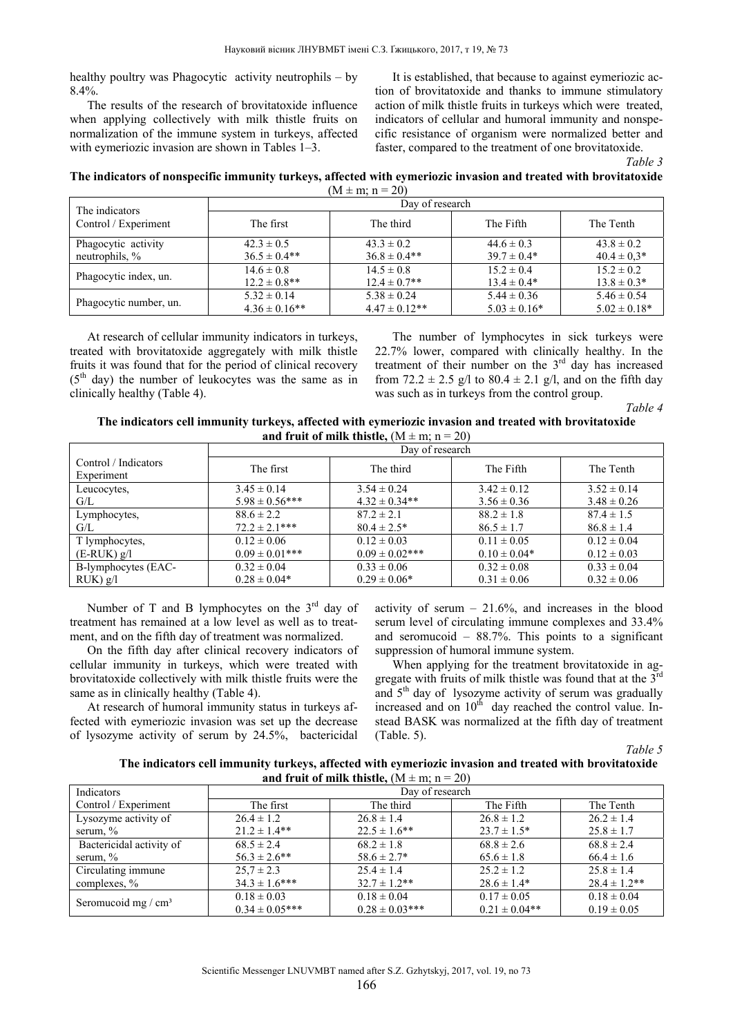healthy poultry was Phagocytic activity neutrophils – by 8.4%.

The results of the research of brovitatoxide influence when applying collectively with milk thistle fruits on normalization of the immune system in turkeys, affected with eymeriozic invasion are shown in Tables 1–3.

It is established, that because to against eymeriozic action of brovitatoxide and thanks to immune stimulatory action of milk thistle fruits in turkeys which were treated, indicators of cellular and humoral immunity and nonspecific resistance of organism were normalized better and faster, compared to the treatment of one brovitatoxide.

*Table 3*

**The indicators of nonspecific immunity turkeys, affected with eymeriozic invasion and treated with brovitatoxide** (M ± m; n = 20)

| The indicators Control / Experiment | Day of research | | | |
|---|---|---|---|---|
| | The first | The third | The Fifth | The Tenth |
| Phagocytic activity neutrophils, % | 42.3 ± 0.5<br>36.5 ± 0.4** | 43.3 ± 0.2<br>36.8 ± 0.4** | 44.6 ± 0.3<br>39.7 ± 0.4* | 43.8 ± 0.2<br>40.4 ± 0,3* |
| Phagocytic index, un. | 14.6 ± 0.8<br>12.2 ± 0.8** | 14.5 ± 0.8<br>12.4 ± 0.7** | 15.2 ± 0.4<br>13.4 ± 0.4* | 15.2 ± 0.2<br>13.8 ± 0.3* |
| Phagocytic number, un. | 5.32 ± 0.14<br>4.36 ± 0.16** | 5.38 ± 0.24<br>4.47 ± 0.12** | 5.44 ± 0.36<br>5.03 ± 0.16* | 5.46 ± 0.54<br>5.02 ± 0.18* |

At research of cellular immunity indicators in turkeys, treated with brovitatoxide aggregately with milk thistle fruits it was found that for the period of clinical recovery (5[th] day) the number of leukocytes was the same as in clinically healthy (Table 4).

The number of lymphocytes in sick turkeys were 22.7% lower, compared with clinically healthy. In the treatment of their number on the 3[rd] day has increased from 72.2 ± 2.5 g/l to 80.4 ± 2.1 g/l, and on the fifth day was such as in turkeys from the control group.

*Table 4*

**The indicators cell immunity turkeys, affected with eymeriozic invasion and treated with brovitatoxide and fruit of milk thistle,** (M ± m; n = 20)

| Control / Indicators Experiment | Day of research | | | |
|---|---|---|---|---|
| | The first | The third | The Fifth | The Tenth |
| Leucocytes, G/L | 3.45 ± 0.14<br>5.98 ± 0.56*** | 3.54 ± 0.24<br>4.32 ± 0.34** | 3.42 ± 0.12<br>3.56 ± 0.36 | 3.52 ± 0.14<br>3.48 ± 0.26 |
| Lymphocytes, G/L | 88.6 ± 2.2<br>72.2 ± 2.1*** | 87.2 ± 2.1<br>80.4 ± 2.5* | 88.2 ± 1.8<br>86.5 ± 1.7 | 87.4 ± 1.5<br>86.8 ± 1.4 |
| T lymphocytes, (E-RUK) g/l | 0.12 ± 0.06<br>0.09 ± 0.01*** | 0.12 ± 0.03<br>0.09 ± 0.02*** | 0.11 ± 0.05<br>0.10 ± 0.04* | 0.12 ± 0.04<br>0.12 ± 0.03 |
| B-lymphocytes (EAC-RUK) g/l | 0.32 ± 0.04<br>0.28 ± 0.04* | 0.33 ± 0.06<br>0.29 ± 0.06* | 0.32 ± 0.08<br>0.31 ± 0.06 | 0.33 ± 0.04<br>0.32 ± 0.06 |

Number of T and B lymphocytes on the 3[rd] day of treatment has remained at a low level as well as to treatment, and on the fifth day of treatment was normalized.

On the fifth day after clinical recovery indicators of cellular immunity in turkeys, which were treated with brovitatoxide collectively with milk thistle fruits were the same as in clinically healthy (Table 4).

At research of humoral immunity status in turkeys affected with eymeriozic invasion was set up the decrease of lysozyme activity of serum by 24.5%, bactericidal activity of serum – 21.6%, and increases in the blood serum level of circulating immune complexes and 33.4% and seromucoid – 88.7%. This points to a significant suppression of humoral immune system.

When applying for the treatment brovitatoxide in aggregate with fruits of milk thistle was found that at the 3[rd] and 5[th] day of lysozyme activity of serum was gradually increased and on 10[th] day reached the control value. Instead BASK was normalized at the fifth day of treatment (Table. 5).

*Table 5*

**The indicators cell immunity turkeys, affected with eymeriozic invasion and treated with brovitatoxide and fruit of milk thistle,** (M ± m; n = 20)

| Indicators Control / Experiment | Day of research | | | |
|---|---|---|---|---|
| | The first | The third | The Fifth | The Tenth |
| Lysozyme activity of serum, % | 26.4 ± 1.2<br>21.2 ± 1.4** | 26.8 ± 1.4<br>22.5 ± 1.6** | 26.8 ± 1.2<br>23.7 ± 1.5* | 26.2 ± 1.4<br>25.8 ± 1.7 |
| Bactericidal activity of serum, % | 68.5 ± 2.4<br>56.3 ± 2.6** | 68.2 ± 1.8<br>58.6 ± 2.7* | 68.8 ± 2.6<br>65.6 ± 1.8 | 68.8 ± 2.4<br>66.4 ± 1.6 |
| Circulating immune complexes, % | 25,7 ± 2.3<br>34.3 ± 1.6*** | 25.4 ± 1.4<br>32.7 ± 1.2** | 25.2 ± 1.2<br>28.6 ± 1.4* | 25.8 ± 1.4<br>28.4 ± 1.2** |
| Seromucoid mg / cm³ | 0.18 ± 0.03<br>0.34 ± 0.05*** | 0.18 ± 0.04<br>0.28 ± 0.03*** | 0.17 ± 0.05<br>0.21 ± 0.04** | 0.18 ± 0.04<br>0.19 ± 0.05 |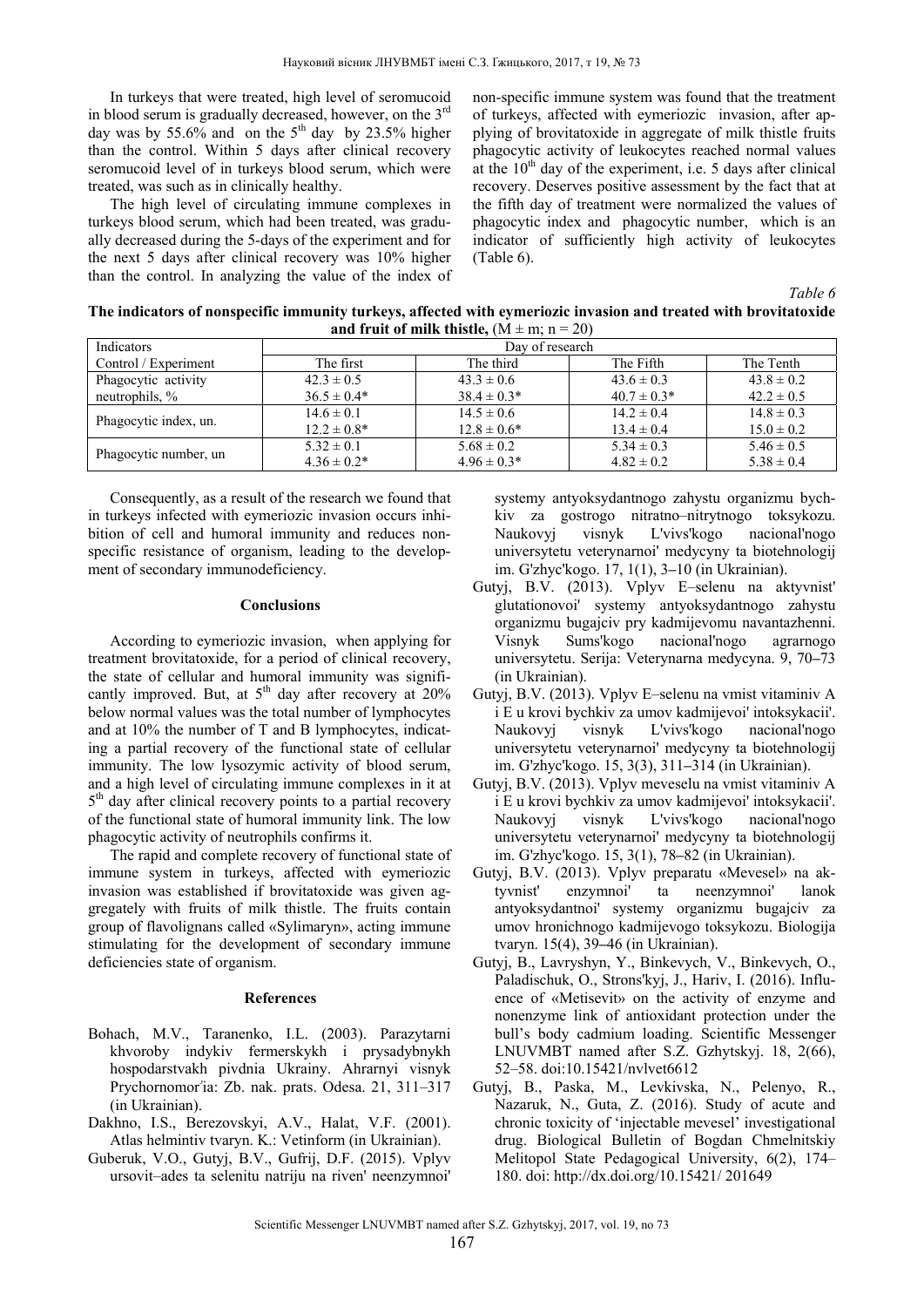In turkeys that were treated, high level of seromucoid in blood serum is gradually decreased, however, on the 3rd day was by 55.6% and on the 5th day by 23.5% higher than the control. Within 5 days after clinical recovery seromucoid level of in turkeys blood serum, which were treated, was such as in clinically healthy.

The high level of circulating immune complexes in turkeys blood serum, which had been treated, was gradually decreased during the 5-days of the experiment and for the next 5 days after clinical recovery was 10% higher than the control. In analyzing the value of the index of non-specific immune system was found that the treatment of turkeys, affected with eymeriozic invasion, after applying of brovitatoxide in aggregate of milk thistle fruits phagocytic activity of leukocytes reached normal values at the 10th day of the experiment, i.e. 5 days after clinical recovery. Deserves positive assessment by the fact that at the fifth day of treatment were normalized the values of phagocytic index and phagocytic number, which is an indicator of sufficiently high activity of leukocytes (Table 6).

*Table 6*

**The indicators of nonspecific immunity turkeys, affected with eymeriozic invasion and treated with brovitatoxide and fruit of milk thistle,** ($M \pm m$; $n = 20$)

| Indicators | Day of research | | | |
|---|---|---|---|---|
| Control / Experiment | The first | The third | The Fifth | The Tenth |
| Phagocytic activity neutrophils, % | 42.3 ± 0.5<br>36.5 ± 0.4* | 43.3 ± 0.6<br>38.4 ± 0.3* | 43.6 ± 0.3<br>40.7 ± 0.3* | 43.8 ± 0.2<br>42.2 ± 0.5 |
| Phagocytic index, un. | 14.6 ± 0.1<br>12.2 ± 0.8* | 14.5 ± 0.6<br>12.8 ± 0.6* | 14.2 ± 0.4<br>13.4 ± 0.4 | 14.8 ± 0.3<br>15.0 ± 0.2 |
| Phagocytic number, un | 5.32 ± 0.1<br>4.36 ± 0.2* | 5.68 ± 0.2<br>4.96 ± 0.3* | 5.34 ± 0.3<br>4.82 ± 0.2 | 5.46 ± 0.5<br>5.38 ± 0.4 |

Consequently, as a result of the research we found that in turkeys infected with eymeriozic invasion occurs inhibition of cell and humoral immunity and reduces non-specific resistance of organism, leading to the development of secondary immunodeficiency.

## Conclusions

According to eymeriozic invasion, when applying for treatment brovitatoxide, for a period of clinical recovery, the state of cellular and humoral immunity was significantly improved. But, at 5th day after recovery at 20% below normal values was the total number of lymphocytes and at 10% the number of T and B lymphocytes, indicating a partial recovery of the functional state of cellular immunity. The low lysozymic activity of blood serum, and a high level of circulating immune complexes in it at 5th day after clinical recovery points to a partial recovery of the functional state of humoral immunity link. The low phagocytic activity of neutrophils confirms it.

The rapid and complete recovery of functional state of immune system in turkeys, affected with eymeriozic invasion was established if brovitatoxide was given aggregately with fruits of milk thistle. The fruits contain group of flavolignans called «Sylimaryn», acting immune stimulating for the development of secondary immune deficiencies state of organism.

## References

Bohach, M.V., Taranenko, I.L. (2003). Parazytarni khvoroby indykiv fermerskykh i prysadybnykh hospodarstvakh pivdnia Ukrainy. Ahrarnyi visnyk Prychornomorʹia: Zb. nak. prats. Odesa. 21, 311–317 (in Ukrainian).

Dakhno, I.S., Berezovskyi, A.V., Halat, V.F. (2001). Atlas helmintiv tvaryn. K.: Vetinform (in Ukrainian).

Guberuk, V.O., Gutyj, B.V., Gufrij, D.F. (2015). Vplyv ursovit–ades ta selenitu natriju na riven' neenzymnoi' systemy antyoksydantnogo zahystu organizmu bychkiv za gostrogo nitratno–nitrytnogo toksykozu. Naukovyj visnyk L'vivs'kogo nacional'nogo universytetu veterynarnoi' medycyny ta biotehnologij im. G'zhyc'kogo. 17, 1(1), 3–10 (in Ukrainian).

Gutyj, B.V. (2013). Vplyv E–selenu na aktyvnist' glutationovoi' systemy antyoksydantnogo zahystu organizmu bugajciv pry kadmijevomu navantazhenni. Visnyk Sums'kogo nacional'nogo agrarnogo universytetu. Serija: Veterynarna medycyna. 9, 70–73 (in Ukrainian).

Gutyj, B.V. (2013). Vplyv E–selenu na vmist vitaminiv A i E u krovi bychkiv za umov kadmijevoi' intoksykacii'. Naukovyj visnyk L'vivs'kogo nacional'nogo universytetu veterynarnoi' medycyny ta biotehnologij im. G'zhyc'kogo. 15, 3(3), 311–314 (in Ukrainian).

Gutyj, B.V. (2013). Vplyv meveselu na vmist vitaminiv A i E u krovi bychkiv za umov kadmijevoi' intoksykacii'. Naukovyj visnyk L'vivs'kogo nacional'nogo universytetu veterynarnoi' medycyny ta biotehnologij im. G'zhyc'kogo. 15, 3(1), 78–82 (in Ukrainian).

Gutyj, B.V. (2013). Vplyv preparatu «Mevesel» na aktyvnist' enzymnoi' ta neenzymnoi' lanok antyoksydantnoi' systemy organizmu bugajciv za umov hronichnogo kadmijevogo toksykozu. Biologija tvaryn. 15(4), 39–46 (in Ukrainian).

Gutyj, B., Lavryshyn, Y., Binkevych, V., Binkevych, O., Paladischuk, O., Strons'kyj, J., Hariv, I. (2016). Influence of «Metisevit» on the activity of enzyme and nonenzyme link of antioxidant protection under the bull's body cadmium loading. Scientific Messenger LNUVMBT named after S.Z. Gzhytskyj. 18, 2(66), 52–58. doi:10.15421/nvlvet6612

Gutyj, B., Paska, M., Levkivska, N., Pelenyo, R., Nazaruk, N., Guta, Z. (2016). Study of acute and chronic toxicity of 'injectable mevesel' investigational drug. Biological Bulletin of Bogdan Chmelnitskiy Melitopol State Pedagogical University, 6(2), 174–180. doi: http://dx.doi.org/10.15421/ 201649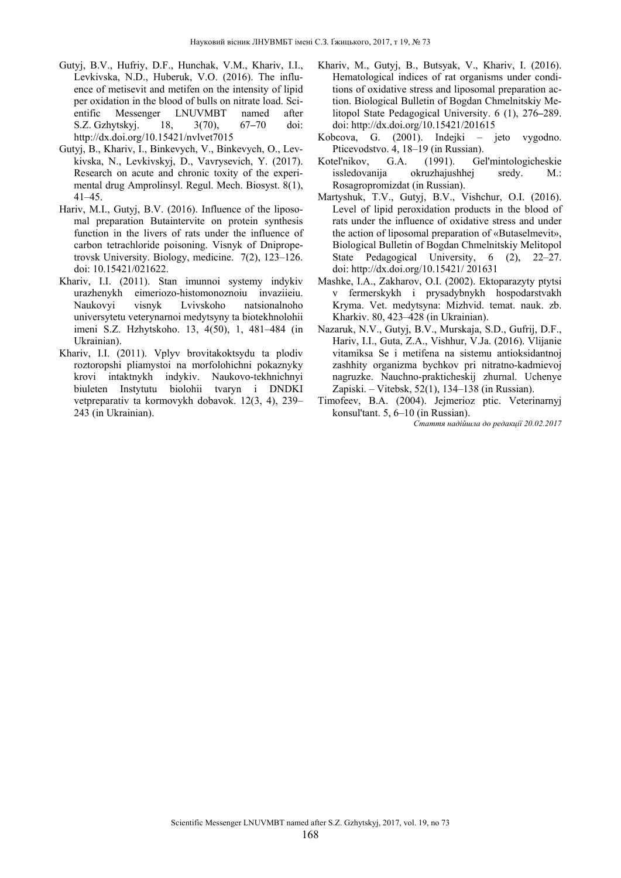Gutyj, B.V., Hufriy, D.F., Hunchak, V.M., Khariv, I.I., Levkivska, N.D., Huberuk, V.O. (2016). The influence of metisevit and metifen on the intensity of lipid per oxidation in the blood of bulls on nitrate load. Scientific Messenger LNUVMBT named after S.Z. Gzhytskyj. 18, 3(70), 67–70 doi: http://dx.doi.org/10.15421/nvlvet7015

Gutyj, B., Khariv, I., Binkevych, V., Binkevych, O., Levkivska, N., Levkivskyj, D., Vavrysevich, Y. (2017). Research on acute and chronic toxity of the experimental drug Amprolinsyl. Regul. Mech. Biosyst. 8(1), 41–45.

Hariv, M.I., Gutyj, B.V. (2016). Influence of the liposomal preparation Butaintervite on protein synthesis function in the livers of rats under the influence of carbon tetrachloride poisoning. Visnyk of Dnipropetrovsk University. Biology, medicine. 7(2), 123–126. doi: 10.15421/021622.

Khariv, I.I. (2011). Stan imunnoi systemy indykiv urazhenykh eimeriozo-histomonoznoiu invaziieiu. Naukovyi visnyk Lvivskoho natsionalnoho universytetu veterynarnoi medytsyny ta biotekhnolohii imeni S.Z. Hzhytskoho. 13, 4(50), 1, 481–484 (in Ukrainian).

Khariv, I.I. (2011). Vplyv brovitakoktsydu ta plodiv roztoropshi pliamystoi na morfolohichni pokaznyky krovi intaktnykh indykiv. Naukovo-tekhnichnyi biuleten Instytutu biolohii tvaryn i DNDKI vetpreparativ ta kormovykh dobavok. 12(3, 4), 239–243 (in Ukrainian).

Khariv, M., Gutyj, B., Butsyak, V., Khariv, I. (2016). Hematological indices of rat organisms under conditions of oxidative stress and liposomal preparation action. Biological Bulletin of Bogdan Chmelnitskiy Melitopol State Pedagogical University. 6 (1), 276–289. doi: http://dx.doi.org/10.15421/201615

Kobcova, G. (2001). Indejki – jeto vygodno. Pticevodstvo. 4, 18–19 (in Russian).

Kotel'nikov, G.A. (1991). Gel'mintologicheskie issledovanija okruzhajushhej sredy. M.: Rosagropromizdat (in Russian).

Martyshuk, T.V., Gutyj, B.V., Vishchur, O.I. (2016). Level of lipid peroxidation products in the blood of rats under the influence of oxidative stress and under the action of liposomal preparation of «Butaselmevit», Biological Bulletin of Bogdan Chmelnitskiy Melitopol State Pedagogical University, 6 (2), 22–27. doi: http://dx.doi.org/10.15421/ 201631

Mashke, I.A., Zakharov, O.I. (2002). Ektoparazyty ptytsi v fermerskykh i prysadybnykh hospodarstvakh Kryma. Vet. medytsyna: Mizhvid. temat. nauk. zb. Kharkiv. 80, 423–428 (in Ukrainian).

Nazaruk, N.V., Gutyj, B.V., Murskaja, S.D., Gufrij, D.F., Hariv, I.I., Guta, Z.A., Vishhur, V.Ja. (2016). Vlijanie vitamiksa Se i metifena na sistemu antioksidantnoj zashhity organizma bychkov pri nitratno-kadmievoj nagruzke. Nauchno-prakticheskij zhurnal. Uchenye Zapiski. – Vitebsk, 52(1), 134–138 (in Russian).

Timofeev, B.A. (2004). Jejmerioz ptic. Veterinarnyj konsul'tant. 5, 6–10 (in Russian).

*Стаття надійшла до редакції 20.02.2017*